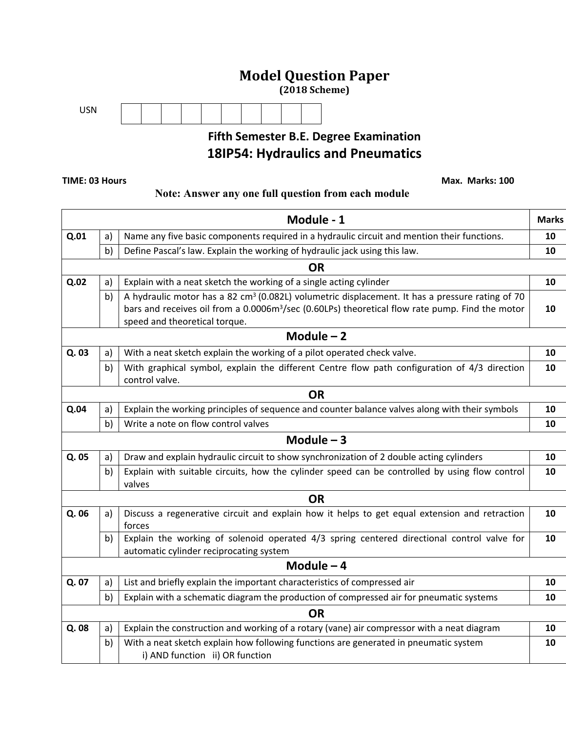# Model Question Paper

**(2018 Scheme)**

USN | | | | | | | | | | |

## Fifth Semester B.E. Degree Examination

## 18IP54: Hydraulics and Pneumatics

**TIME: 03 Hours** **Max. Marks: 100**

**Note: Answer any one full question from each module**

| | | **Module - 1** | **Marks** |
|---|---|---|---|
| **Q.01** | a) | Name any five basic components required in a hydraulic circuit and mention their functions. | **10** |
| | b) | Define Pascal's law. Explain the working of hydraulic jack using this law. | **10** |
| | | **OR** | |
| **Q.02** | a) | Explain with a neat sketch the working of a single acting cylinder | **10** |
| | b) | A hydraulic motor has a 82 $cm^3$ (0.082L) volumetric displacement. It has a pressure rating of 70 bars and receives oil from a 0.0006$m^3$/sec (0.60LPs) theoretical flow rate pump. Find the motor speed and theoretical torque. | **10** |
| | | **Module – 2** | |
| **Q. 03** | a) | With a neat sketch explain the working of a pilot operated check valve. | **10** |
| | b) | With graphical symbol, explain the different Centre flow path configuration of 4/3 direction control valve. | **10** |
| | | **OR** | |
| **Q.04** | a) | Explain the working principles of sequence and counter balance valves along with their symbols | **10** |
| | b) | Write a note on flow control valves | **10** |
| | | **Module – 3** | |
| **Q. 05** | a) | Draw and explain hydraulic circuit to show synchronization of 2 double acting cylinders | **10** |
| | b) | Explain with suitable circuits, how the cylinder speed can be controlled by using flow control valves | **10** |
| | | **OR** | |
| **Q. 06** | a) | Discuss a regenerative circuit and explain how it helps to get equal extension and retraction forces | **10** |
| | b) | Explain the working of solenoid operated 4/3 spring centered directional control valve for automatic cylinder reciprocating system | **10** |
| | | **Module – 4** | |
| **Q. 07** | a) | List and briefly explain the important characteristics of compressed air | **10** |
| | b) | Explain with a schematic diagram the production of compressed air for pneumatic systems | **10** |
| | | **OR** | |
| **Q. 08** | a) | Explain the construction and working of a rotary (vane) air compressor with a neat diagram | **10** |
| | b) | With a neat sketch explain how following functions are generated in pneumatic system i) AND function ii) OR function | **10** |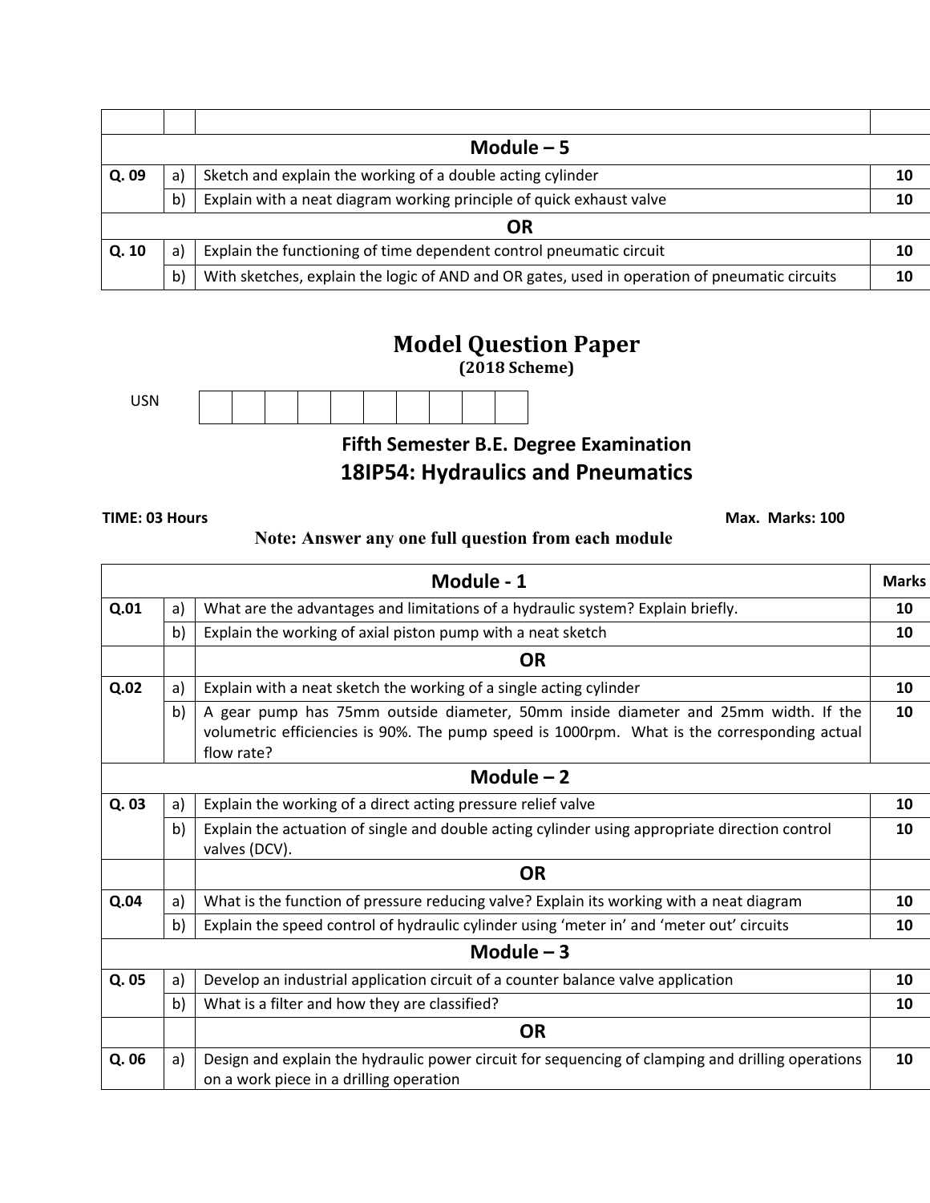| | | | |
|---|---|---|---|
| | | **Module – 5** | |
| **Q. 09** | a) | Sketch and explain the working of a double acting cylinder | **10** |
| | b) | Explain with a neat diagram working principle of quick exhaust valve | **10** |
| | | **OR** | |
| **Q. 10** | a) | Explain the functioning of time dependent control pneumatic circuit | **10** |
| | b) | With sketches, explain the logic of AND and OR gates, used in operation of pneumatic circuits | **10** |

# Model Question Paper

**(2018 Scheme)**

USN

## Fifth Semester B.E. Degree Examination

## 18IP54: Hydraulics and Pneumatics

**TIME: 03 Hours** **Max. Marks: 100**

**Note: Answer any one full question from each module**

| | | **Module - 1** | **Marks** |
|---|---|---|---|
| **Q.01** | a) | What are the advantages and limitations of a hydraulic system? Explain briefly. | **10** |
| | b) | Explain the working of axial piston pump with a neat sketch | **10** |
| | | **OR** | |
| **Q.02** | a) | Explain with a neat sketch the working of a single acting cylinder | **10** |
| | b) | A gear pump has 75mm outside diameter, 50mm inside diameter and 25mm width. If the volumetric efficiencies is 90%. The pump speed is 1000rpm. What is the corresponding actual flow rate? | **10** |
| | | **Module – 2** | |
| **Q. 03** | a) | Explain the working of a direct acting pressure relief valve | **10** |
| | b) | Explain the actuation of single and double acting cylinder using appropriate direction control valves (DCV). | **10** |
| | | **OR** | |
| **Q.04** | a) | What is the function of pressure reducing valve? Explain its working with a neat diagram | **10** |
| | b) | Explain the speed control of hydraulic cylinder using 'meter in' and 'meter out' circuits | **10** |
| | | **Module – 3** | |
| **Q. 05** | a) | Develop an industrial application circuit of a counter balance valve application | **10** |
| | b) | What is a filter and how they are classified? | **10** |
| | | **OR** | |
| **Q. 06** | a) | Design and explain the hydraulic power circuit for sequencing of clamping and drilling operations on a work piece in a drilling operation | **10** |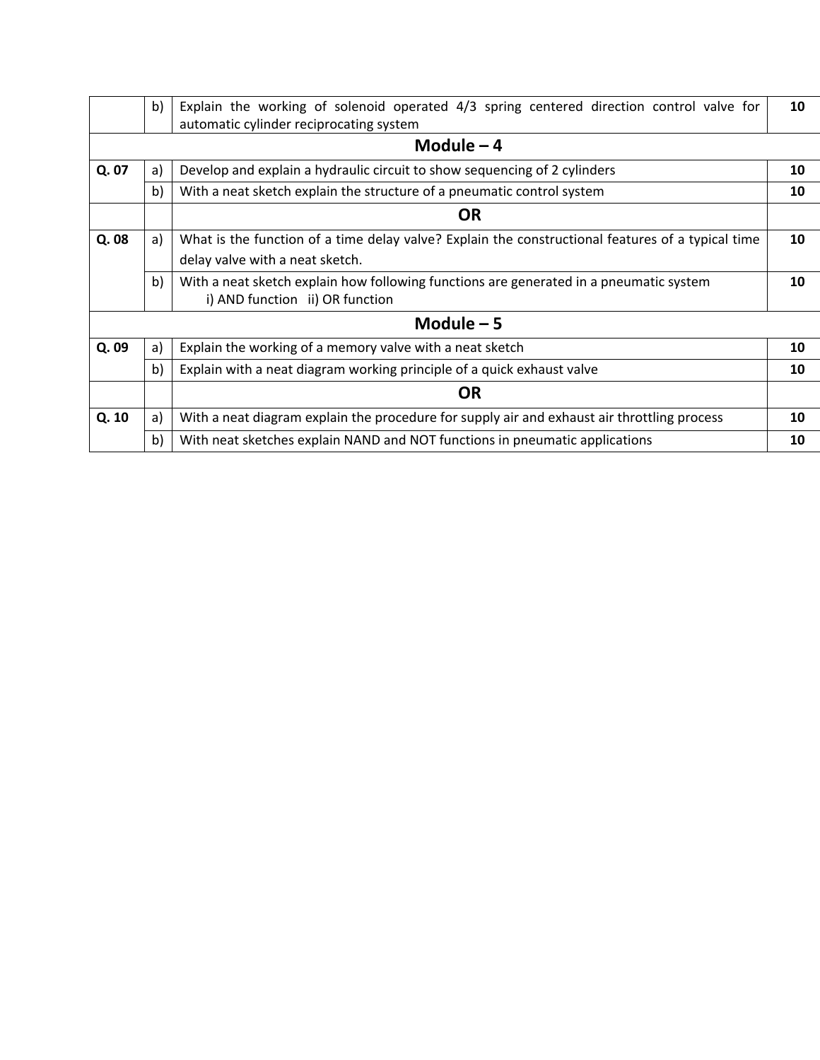| | | | |
|---|---|---|---|
| | b) | Explain the working of solenoid operated 4/3 spring centered direction control valve for automatic cylinder reciprocating system | 10 |
| **Module – 4** | | | |
| **Q. 07** | a) | Develop and explain a hydraulic circuit to show sequencing of 2 cylinders | 10 |
| | b) | With a neat sketch explain the structure of a pneumatic control system | 10 |
| | | **OR** | |
| **Q. 08** | a) | What is the function of a time delay valve? Explain the constructional features of a typical time delay valve with a neat sketch. | 10 |
| | b) | With a neat sketch explain how following functions are generated in a pneumatic system<br>i) AND function ii) OR function | 10 |
| **Module – 5** | | | |
| **Q. 09** | a) | Explain the working of a memory valve with a neat sketch | 10 |
| | b) | Explain with a neat diagram working principle of a quick exhaust valve | 10 |
| | | **OR** | |
| **Q. 10** | a) | With a neat diagram explain the procedure for supply air and exhaust air throttling process | 10 |
| | b) | With neat sketches explain NAND and NOT functions in pneumatic applications | 10 |